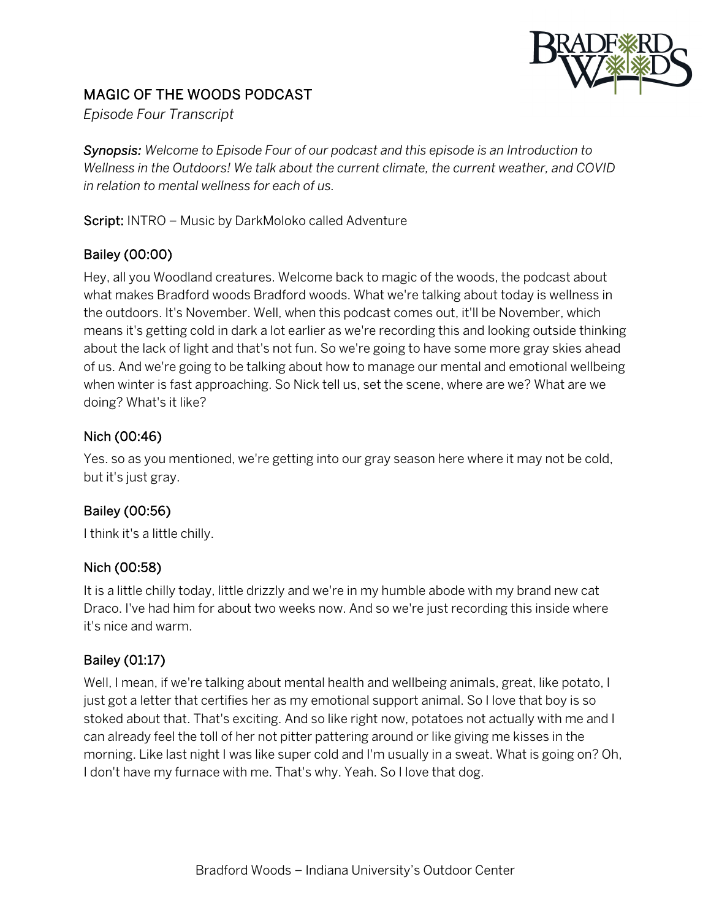# MAGIC OF THE WOODS PODCAST

*Episode Four Transcript*

***Synopsis:*** *Welcome to Episode Four of our podcast and this episode is an Introduction to Wellness in the Outdoors! We talk about the current climate, the current weather, and COVID in relation to mental wellness for each of us.*

**Script:** INTRO – Music by DarkMoloko called Adventure

### Bailey (00:00)

Hey, all you Woodland creatures. Welcome back to magic of the woods, the podcast about what makes Bradford woods Bradford woods. What we're talking about today is wellness in the outdoors. It's November. Well, when this podcast comes out, it'll be November, which means it's getting cold in dark a lot earlier as we're recording this and looking outside thinking about the lack of light and that's not fun. So we're going to have some more gray skies ahead of us. And we're going to be talking about how to manage our mental and emotional wellbeing when winter is fast approaching. So Nick tell us, set the scene, where are we? What are we doing? What's it like?

### Nich (00:46)

Yes. so as you mentioned, we're getting into our gray season here where it may not be cold, but it's just gray.

### Bailey (00:56)

I think it's a little chilly.

### Nich (00:58)

It is a little chilly today, little drizzly and we're in my humble abode with my brand new cat Draco. I've had him for about two weeks now. And so we're just recording this inside where it's nice and warm.

### Bailey (01:17)

Well, I mean, if we're talking about mental health and wellbeing animals, great, like potato, I just got a letter that certifies her as my emotional support animal. So I love that boy is so stoked about that. That's exciting. And so like right now, potatoes not actually with me and I can already feel the toll of her not pitter pattering around or like giving me kisses in the morning. Like last night I was like super cold and I'm usually in a sweat. What is going on? Oh, I don't have my furnace with me. That's why. Yeah. So I love that dog.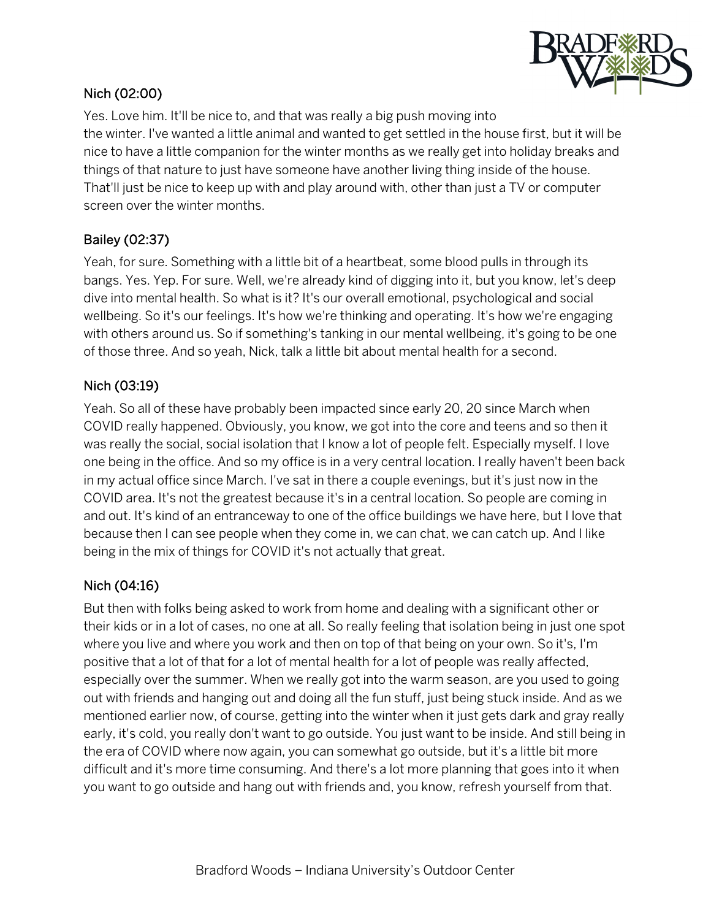Nich (02:00)

Yes. Love him. It'll be nice to, and that was really a big push moving into the winter. I've wanted a little animal and wanted to get settled in the house first, but it will be nice to have a little companion for the winter months as we really get into holiday breaks and things of that nature to just have someone have another living thing inside of the house. That'll just be nice to keep up with and play around with, other than just a TV or computer screen over the winter months.

Bailey (02:37)

Yeah, for sure. Something with a little bit of a heartbeat, some blood pulls in through its bangs. Yes. Yep. For sure. Well, we're already kind of digging into it, but you know, let's deep dive into mental health. So what is it? It's our overall emotional, psychological and social wellbeing. So it's our feelings. It's how we're thinking and operating. It's how we're engaging with others around us. So if something's tanking in our mental wellbeing, it's going to be one of those three. And so yeah, Nick, talk a little bit about mental health for a second.

Nich (03:19)

Yeah. So all of these have probably been impacted since early 20, 20 since March when COVID really happened. Obviously, you know, we got into the core and teens and so then it was really the social, social isolation that I know a lot of people felt. Especially myself. I love one being in the office. And so my office is in a very central location. I really haven't been back in my actual office since March. I've sat in there a couple evenings, but it's just now in the COVID area. It's not the greatest because it's in a central location. So people are coming in and out. It's kind of an entranceway to one of the office buildings we have here, but I love that because then I can see people when they come in, we can chat, we can catch up. And I like being in the mix of things for COVID it's not actually that great.

Nich (04:16)

But then with folks being asked to work from home and dealing with a significant other or their kids or in a lot of cases, no one at all. So really feeling that isolation being in just one spot where you live and where you work and then on top of that being on your own. So it's, I'm positive that a lot of that for a lot of mental health for a lot of people was really affected, especially over the summer. When we really got into the warm season, are you used to going out with friends and hanging out and doing all the fun stuff, just being stuck inside. And as we mentioned earlier now, of course, getting into the winter when it just gets dark and gray really early, it's cold, you really don't want to go outside. You just want to be inside. And still being in the era of COVID where now again, you can somewhat go outside, but it's a little bit more difficult and it's more time consuming. And there's a lot more planning that goes into it when you want to go outside and hang out with friends and, you know, refresh yourself from that.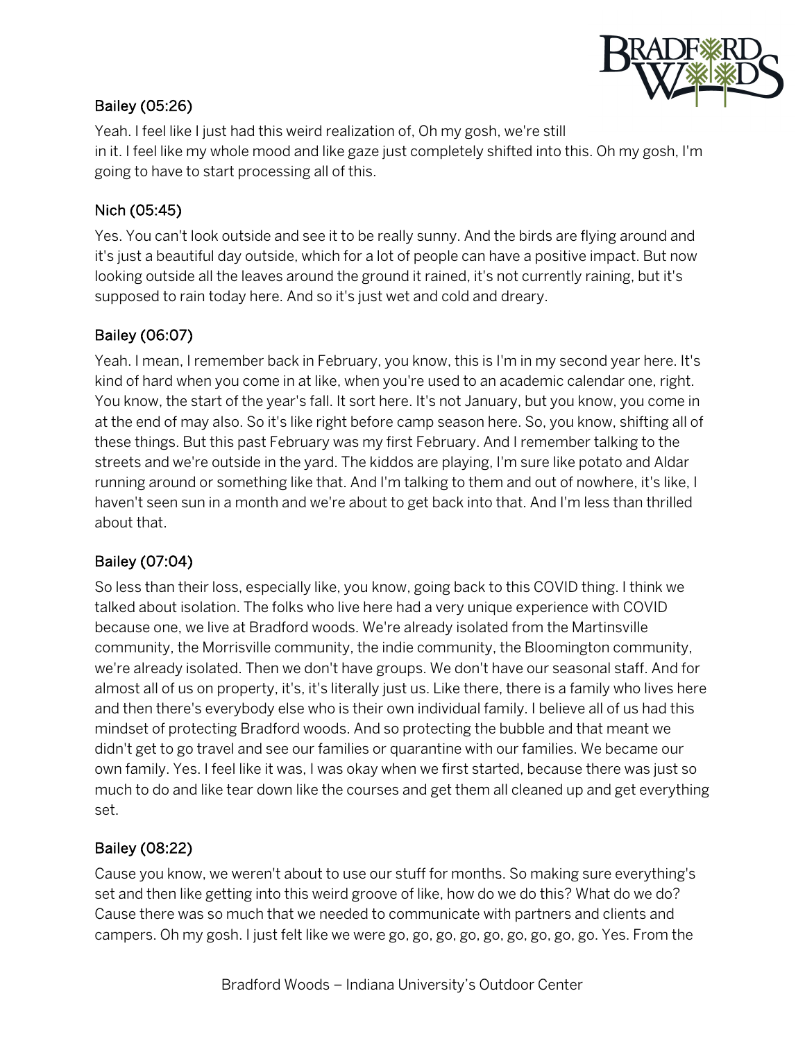### Bailey (05:26)

Yeah. I feel like I just had this weird realization of, Oh my gosh, we're still in it. I feel like my whole mood and like gaze just completely shifted into this. Oh my gosh, I'm going to have to start processing all of this.

### Nich (05:45)

Yes. You can't look outside and see it to be really sunny. And the birds are flying around and it's just a beautiful day outside, which for a lot of people can have a positive impact. But now looking outside all the leaves around the ground it rained, it's not currently raining, but it's supposed to rain today here. And so it's just wet and cold and dreary.

### Bailey (06:07)

Yeah. I mean, I remember back in February, you know, this is I'm in my second year here. It's kind of hard when you come in at like, when you're used to an academic calendar one, right. You know, the start of the year's fall. It sort here. It's not January, but you know, you come in at the end of may also. So it's like right before camp season here. So, you know, shifting all of these things. But this past February was my first February. And I remember talking to the streets and we're outside in the yard. The kiddos are playing, I'm sure like potato and Aldar running around or something like that. And I'm talking to them and out of nowhere, it's like, I haven't seen sun in a month and we're about to get back into that. And I'm less than thrilled about that.

### Bailey (07:04)

So less than their loss, especially like, you know, going back to this COVID thing. I think we talked about isolation. The folks who live here had a very unique experience with COVID because one, we live at Bradford woods. We're already isolated from the Martinsville community, the Morrisville community, the indie community, the Bloomington community, we're already isolated. Then we don't have groups. We don't have our seasonal staff. And for almost all of us on property, it's, it's literally just us. Like there, there is a family who lives here and then there's everybody else who is their own individual family. I believe all of us had this mindset of protecting Bradford woods. And so protecting the bubble and that meant we didn't get to go travel and see our families or quarantine with our families. We became our own family. Yes. I feel like it was, I was okay when we first started, because there was just so much to do and like tear down like the courses and get them all cleaned up and get everything set.

### Bailey (08:22)

Cause you know, we weren't about to use our stuff for months. So making sure everything's set and then like getting into this weird groove of like, how do we do this? What do we do? Cause there was so much that we needed to communicate with partners and clients and campers. Oh my gosh. I just felt like we were go, go, go, go, go, go, go, go, go. Yes. From the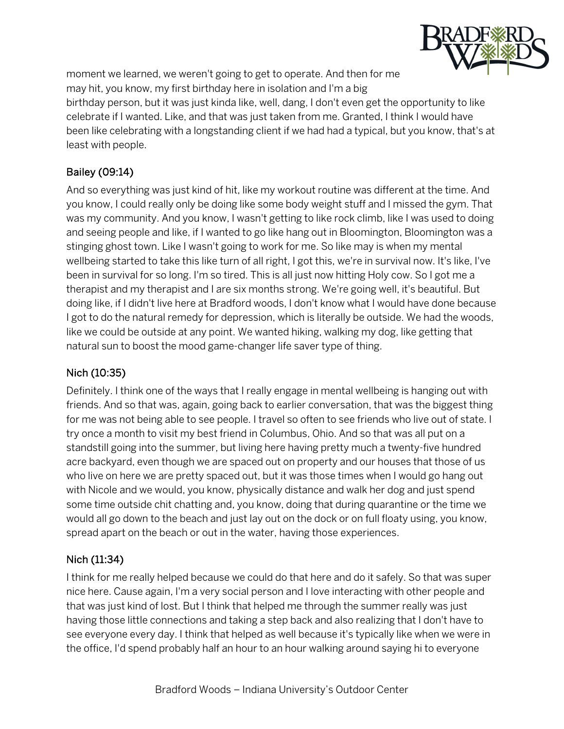moment we learned, we weren't going to get to operate. And then for me may hit, you know, my first birthday here in isolation and I'm a big birthday person, but it was just kinda like, well, dang, I don't even get the opportunity to like celebrate if I wanted. Like, and that was just taken from me. Granted, I think I would have been like celebrating with a longstanding client if we had had a typical, but you know, that's at least with people.

### Bailey (09:14)

And so everything was just kind of hit, like my workout routine was different at the time. And you know, I could really only be doing like some body weight stuff and I missed the gym. That was my community. And you know, I wasn't getting to like rock climb, like I was used to doing and seeing people and like, if I wanted to go like hang out in Bloomington, Bloomington was a stinging ghost town. Like I wasn't going to work for me. So like may is when my mental wellbeing started to take this like turn of all right, I got this, we're in survival now. It's like, I've been in survival for so long. I'm so tired. This is all just now hitting Holy cow. So I got me a therapist and my therapist and I are six months strong. We're going well, it's beautiful. But doing like, if I didn't live here at Bradford woods, I don't know what I would have done because I got to do the natural remedy for depression, which is literally be outside. We had the woods, like we could be outside at any point. We wanted hiking, walking my dog, like getting that natural sun to boost the mood game-changer life saver type of thing.

### Nich (10:35)

Definitely. I think one of the ways that I really engage in mental wellbeing is hanging out with friends. And so that was, again, going back to earlier conversation, that was the biggest thing for me was not being able to see people. I travel so often to see friends who live out of state. I try once a month to visit my best friend in Columbus, Ohio. And so that was all put on a standstill going into the summer, but living here having pretty much a twenty-five hundred acre backyard, even though we are spaced out on property and our houses that those of us who live on here we are pretty spaced out, but it was those times when I would go hang out with Nicole and we would, you know, physically distance and walk her dog and just spend some time outside chit chatting and, you know, doing that during quarantine or the time we would all go down to the beach and just lay out on the dock or on full floaty using, you know, spread apart on the beach or out in the water, having those experiences.

### Nich (11:34)

I think for me really helped because we could do that here and do it safely. So that was super nice here. Cause again, I'm a very social person and I love interacting with other people and that was just kind of lost. But I think that helped me through the summer really was just having those little connections and taking a step back and also realizing that I don't have to see everyone every day. I think that helped as well because it's typically like when we were in the office, I'd spend probably half an hour to an hour walking around saying hi to everyone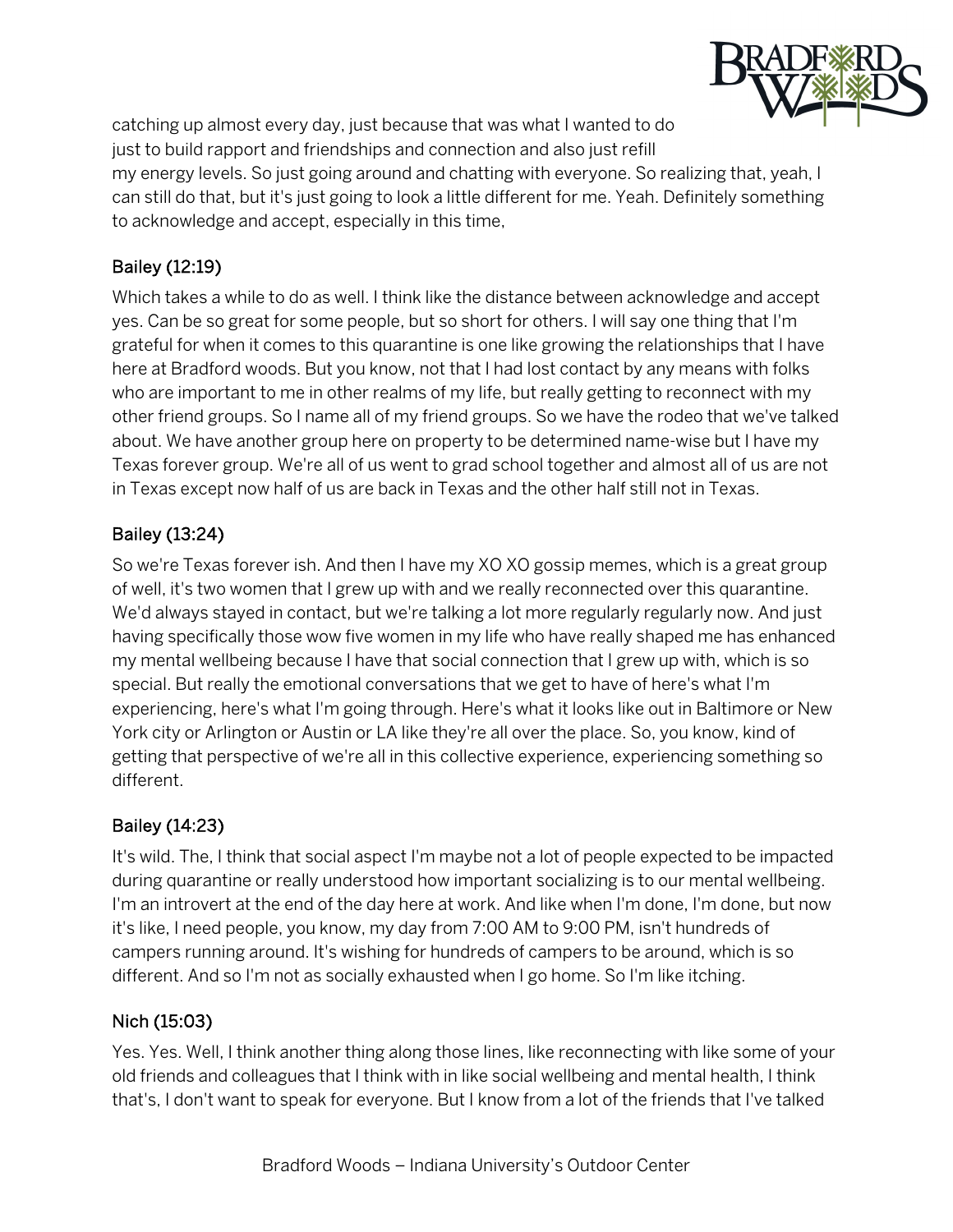catching up almost every day, just because that was what I wanted to do just to build rapport and friendships and connection and also just refill my energy levels. So just going around and chatting with everyone. So realizing that, yeah, I can still do that, but it's just going to look a little different for me. Yeah. Definitely something to acknowledge and accept, especially in this time,

**Bailey (12:19)**

Which takes a while to do as well. I think like the distance between acknowledge and accept yes. Can be so great for some people, but so short for others. I will say one thing that I'm grateful for when it comes to this quarantine is one like growing the relationships that I have here at Bradford woods. But you know, not that I had lost contact by any means with folks who are important to me in other realms of my life, but really getting to reconnect with my other friend groups. So I name all of my friend groups. So we have the rodeo that we've talked about. We have another group here on property to be determined name-wise but I have my Texas forever group. We're all of us went to grad school together and almost all of us are not in Texas except now half of us are back in Texas and the other half still not in Texas.

**Bailey (13:24)**

So we're Texas forever ish. And then I have my XO XO gossip memes, which is a great group of well, it's two women that I grew up with and we really reconnected over this quarantine. We'd always stayed in contact, but we're talking a lot more regularly regularly now. And just having specifically those wow five women in my life who have really shaped me has enhanced my mental wellbeing because I have that social connection that I grew up with, which is so special. But really the emotional conversations that we get to have of here's what I'm experiencing, here's what I'm going through. Here's what it looks like out in Baltimore or New York city or Arlington or Austin or LA like they're all over the place. So, you know, kind of getting that perspective of we're all in this collective experience, experiencing something so different.

**Bailey (14:23)**

It's wild. The, I think that social aspect I'm maybe not a lot of people expected to be impacted during quarantine or really understood how important socializing is to our mental wellbeing. I'm an introvert at the end of the day here at work. And like when I'm done, I'm done, but now it's like, I need people, you know, my day from 7:00 AM to 9:00 PM, isn't hundreds of campers running around. It's wishing for hundreds of campers to be around, which is so different. And so I'm not as socially exhausted when I go home. So I'm like itching.

**Nich (15:03)**

Yes. Yes. Well, I think another thing along those lines, like reconnecting with like some of your old friends and colleagues that I think with in like social wellbeing and mental health, I think that's, I don't want to speak for everyone. But I know from a lot of the friends that I've talked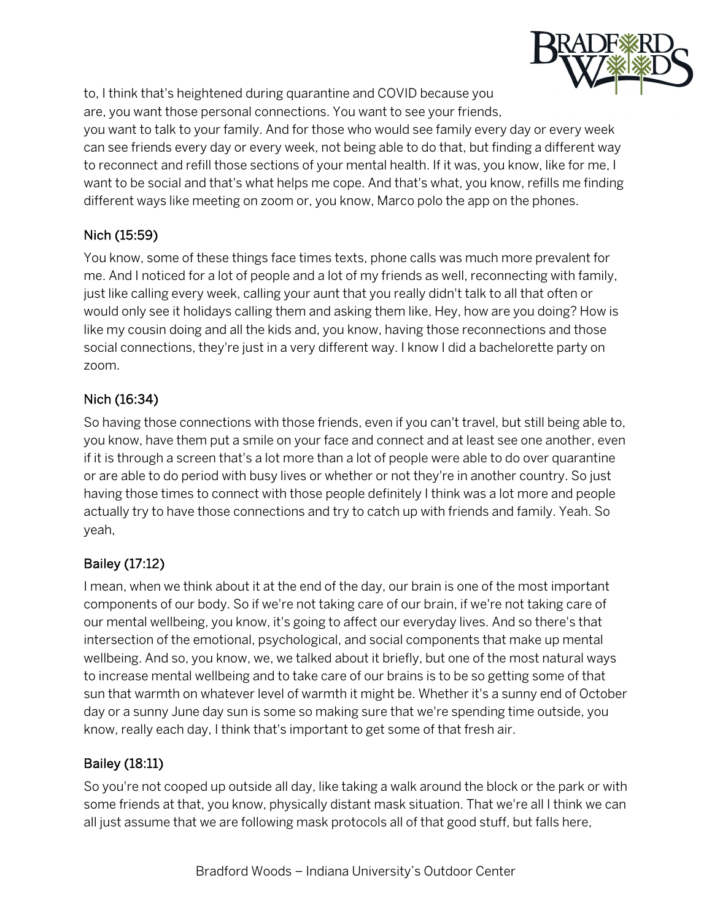to, I think that's heightened during quarantine and COVID because you are, you want those personal connections. You want to see your friends, you want to talk to your family. And for those who would see family every day or every week can see friends every day or every week, not being able to do that, but finding a different way to reconnect and refill those sections of your mental health. If it was, you know, like for me, I want to be social and that's what helps me cope. And that's what, you know, refills me finding different ways like meeting on zoom or, you know, Marco polo the app on the phones.

### Nich (15:59)

You know, some of these things face times texts, phone calls was much more prevalent for me. And I noticed for a lot of people and a lot of my friends as well, reconnecting with family, just like calling every week, calling your aunt that you really didn't talk to all that often or would only see it holidays calling them and asking them like, Hey, how are you doing? How is like my cousin doing and all the kids and, you know, having those reconnections and those social connections, they're just in a very different way. I know I did a bachelorette party on zoom.

### Nich (16:34)

So having those connections with those friends, even if you can't travel, but still being able to, you know, have them put a smile on your face and connect and at least see one another, even if it is through a screen that's a lot more than a lot of people were able to do over quarantine or are able to do period with busy lives or whether or not they're in another country. So just having those times to connect with those people definitely I think was a lot more and people actually try to have those connections and try to catch up with friends and family. Yeah. So yeah,

### Bailey (17:12)

I mean, when we think about it at the end of the day, our brain is one of the most important components of our body. So if we're not taking care of our brain, if we're not taking care of our mental wellbeing, you know, it's going to affect our everyday lives. And so there's that intersection of the emotional, psychological, and social components that make up mental wellbeing. And so, you know, we, we talked about it briefly, but one of the most natural ways to increase mental wellbeing and to take care of our brains is to be so getting some of that sun that warmth on whatever level of warmth it might be. Whether it's a sunny end of October day or a sunny June day sun is some so making sure that we're spending time outside, you know, really each day, I think that's important to get some of that fresh air.

### Bailey (18:11)

So you're not cooped up outside all day, like taking a walk around the block or the park or with some friends at that, you know, physically distant mask situation. That we're all I think we can all just assume that we are following mask protocols all of that good stuff, but falls here,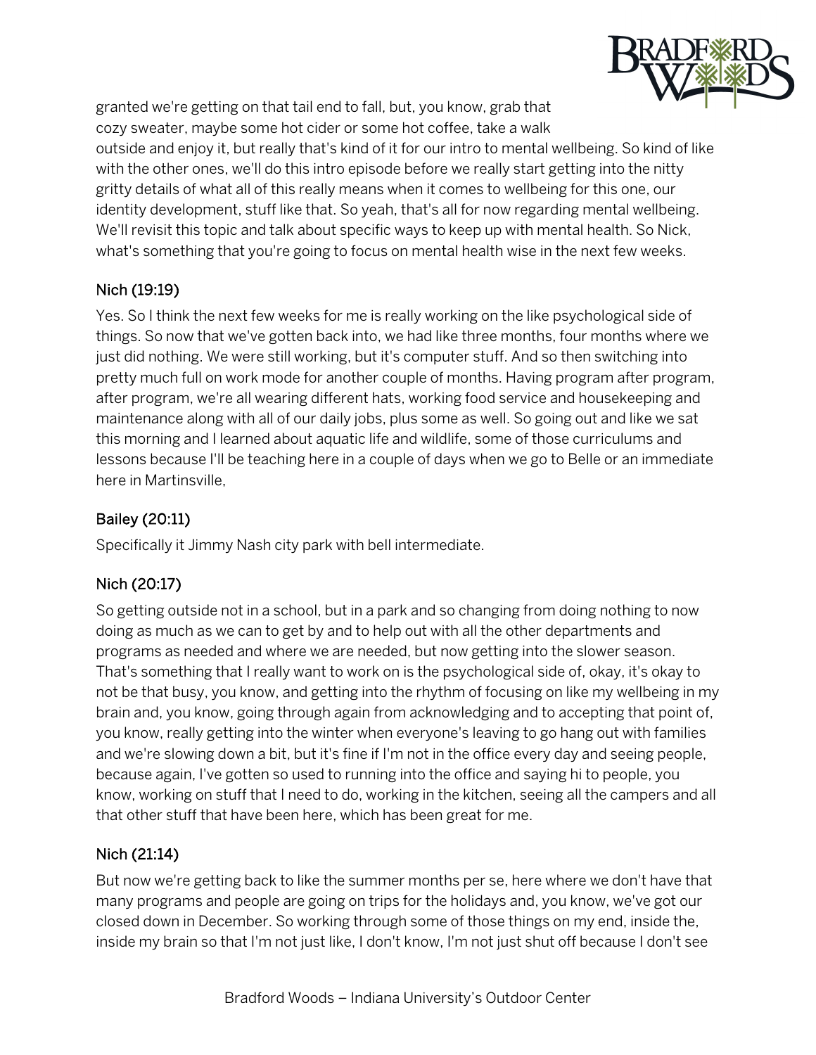granted we're getting on that tail end to fall, but, you know, grab that cozy sweater, maybe some hot cider or some hot coffee, take a walk outside and enjoy it, but really that's kind of it for our intro to mental wellbeing. So kind of like with the other ones, we'll do this intro episode before we really start getting into the nitty gritty details of what all of this really means when it comes to wellbeing for this one, our identity development, stuff like that. So yeah, that's all for now regarding mental wellbeing. We'll revisit this topic and talk about specific ways to keep up with mental health. So Nick, what's something that you're going to focus on mental health wise in the next few weeks.

### Nich (19:19)

Yes. So I think the next few weeks for me is really working on the like psychological side of things. So now that we've gotten back into, we had like three months, four months where we just did nothing. We were still working, but it's computer stuff. And so then switching into pretty much full on work mode for another couple of months. Having program after program, after program, we're all wearing different hats, working food service and housekeeping and maintenance along with all of our daily jobs, plus some as well. So going out and like we sat this morning and I learned about aquatic life and wildlife, some of those curriculums and lessons because I'll be teaching here in a couple of days when we go to Belle or an immediate here in Martinsville,

### Bailey (20:11)

Specifically it Jimmy Nash city park with bell intermediate.

### Nich (20:17)

So getting outside not in a school, but in a park and so changing from doing nothing to now doing as much as we can to get by and to help out with all the other departments and programs as needed and where we are needed, but now getting into the slower season. That's something that I really want to work on is the psychological side of, okay, it's okay to not be that busy, you know, and getting into the rhythm of focusing on like my wellbeing in my brain and, you know, going through again from acknowledging and to accepting that point of, you know, really getting into the winter when everyone's leaving to go hang out with families and we're slowing down a bit, but it's fine if I'm not in the office every day and seeing people, because again, I've gotten so used to running into the office and saying hi to people, you know, working on stuff that I need to do, working in the kitchen, seeing all the campers and all that other stuff that have been here, which has been great for me.

### Nich (21:14)

But now we're getting back to like the summer months per se, here where we don't have that many programs and people are going on trips for the holidays and, you know, we've got our closed down in December. So working through some of those things on my end, inside the, inside my brain so that I'm not just like, I don't know, I'm not just shut off because I don't see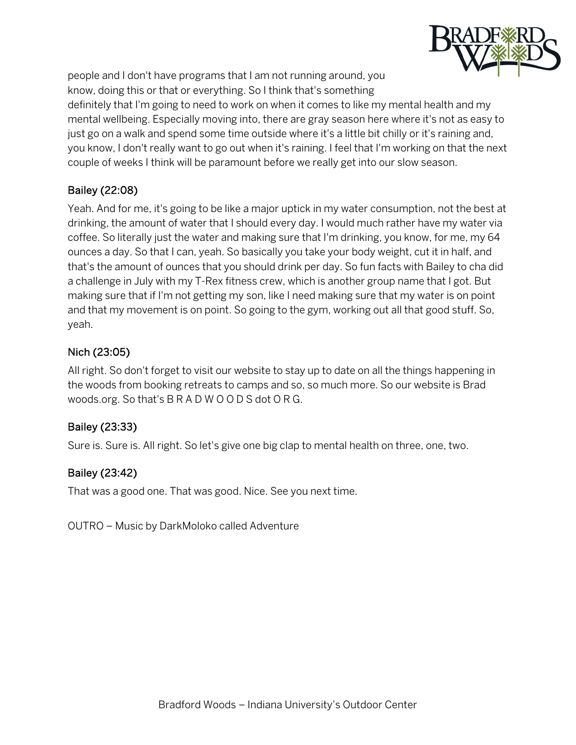people and I don't have programs that I am not running around, you know, doing this or that or everything. So I think that's something definitely that I'm going to need to work on when it comes to like my mental health and my mental wellbeing. Especially moving into, there are gray season here where it's not as easy to just go on a walk and spend some time outside where it's a little bit chilly or it's raining and, you know, I don't really want to go out when it's raining. I feel that I'm working on that the next couple of weeks I think will be paramount before we really get into our slow season.

**Bailey (22:08)**

Yeah. And for me, it's going to be like a major uptick in my water consumption, not the best at drinking, the amount of water that I should every day. I would much rather have my water via coffee. So literally just the water and making sure that I'm drinking, you know, for me, my 64 ounces a day. So that I can, yeah. So basically you take your body weight, cut it in half, and that's the amount of ounces that you should drink per day. So fun facts with Bailey to cha did a challenge in July with my T-Rex fitness crew, which is another group name that I got. But making sure that if I'm not getting my son, like I need making sure that my water is on point and that my movement is on point. So going to the gym, working out all that good stuff. So, yeah.

**Nich (23:05)**

All right. So don't forget to visit our website to stay up to date on all the things happening in the woods from booking retreats to camps and so, so much more. So our website is Brad woods.org. So that's B R A D W O O D S dot O R G.

**Bailey (23:33)**

Sure is. Sure is. All right. So let's give one big clap to mental health on three, one, two.

**Bailey (23:42)**

That was a good one. That was good. Nice. See you next time.

OUTRO – Music by DarkMoloko called Adventure